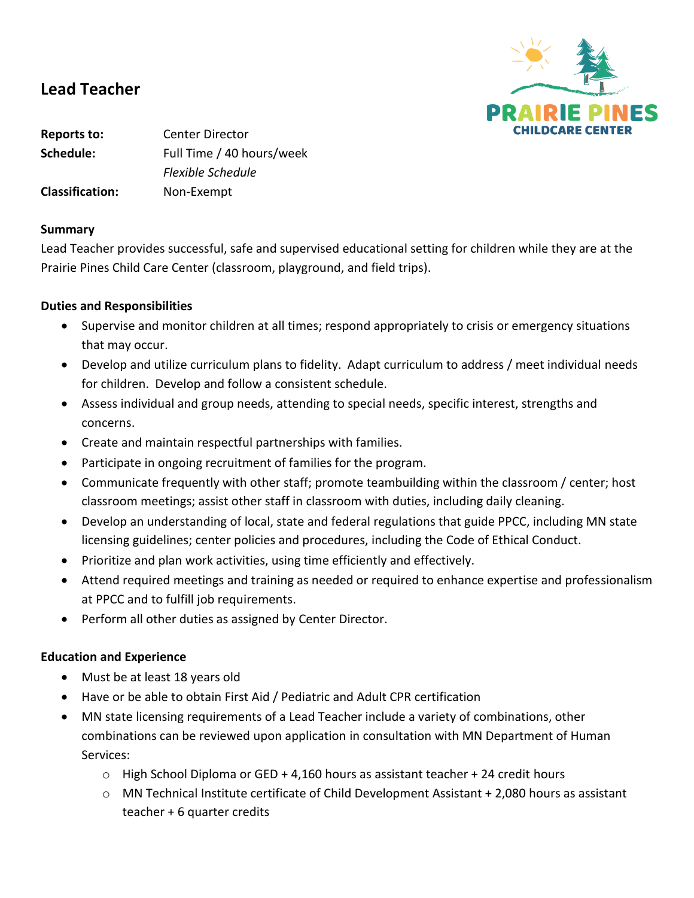# Lead Teacher

PRAIRIE PINES
CHILDCARE CENTER

| | |
|---|---|
| **Reports to:** | Center Director |
| **Schedule:** | Full Time / 40 hours/week |
| | *Flexible Schedule* |
| **Classification:** | Non-Exempt |

**Summary**

Lead Teacher provides successful, safe and supervised educational setting for children while they are at the Prairie Pines Child Care Center (classroom, playground, and field trips).

**Duties and Responsibilities**

- Supervise and monitor children at all times; respond appropriately to crisis or emergency situations that may occur.
- Develop and utilize curriculum plans to fidelity. Adapt curriculum to address / meet individual needs for children. Develop and follow a consistent schedule.
- Assess individual and group needs, attending to special needs, specific interest, strengths and concerns.
- Create and maintain respectful partnerships with families.
- Participate in ongoing recruitment of families for the program.
- Communicate frequently with other staff; promote teambuilding within the classroom / center; host classroom meetings; assist other staff in classroom with duties, including daily cleaning.
- Develop an understanding of local, state and federal regulations that guide PPCC, including MN state licensing guidelines; center policies and procedures, including the Code of Ethical Conduct.
- Prioritize and plan work activities, using time efficiently and effectively.
- Attend required meetings and training as needed or required to enhance expertise and professionalism at PPCC and to fulfill job requirements.
- Perform all other duties as assigned by Center Director.

**Education and Experience**

- Must be at least 18 years old
- Have or be able to obtain First Aid / Pediatric and Adult CPR certification
- MN state licensing requirements of a Lead Teacher include a variety of combinations, other combinations can be reviewed upon application in consultation with MN Department of Human Services:
    - High School Diploma or GED + 4,160 hours as assistant teacher + 24 credit hours
    - MN Technical Institute certificate of Child Development Assistant + 2,080 hours as assistant teacher + 6 quarter credits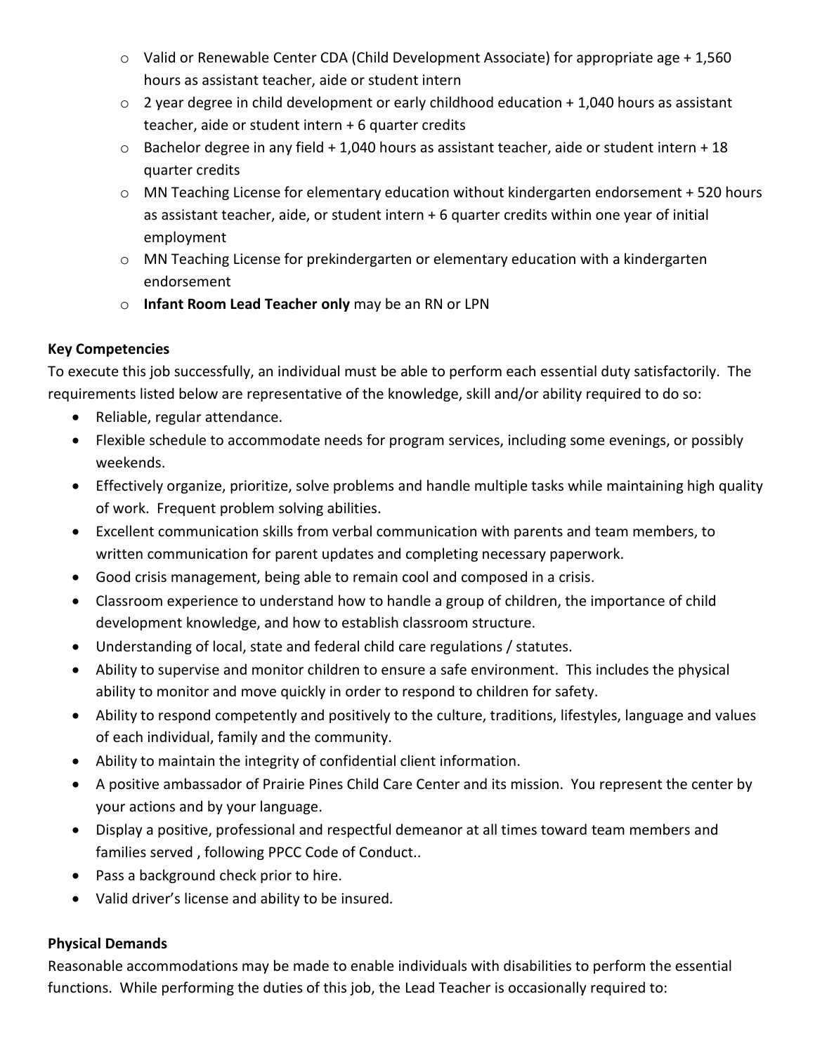- Valid or Renewable Center CDA (Child Development Associate) for appropriate age + 1,560 hours as assistant teacher, aide or student intern
- 2 year degree in child development or early childhood education + 1,040 hours as assistant teacher, aide or student intern + 6 quarter credits
- Bachelor degree in any field + 1,040 hours as assistant teacher, aide or student intern + 18 quarter credits
- MN Teaching License for elementary education without kindergarten endorsement + 520 hours as assistant teacher, aide, or student intern + 6 quarter credits within one year of initial employment
- MN Teaching License for prekindergarten or elementary education with a kindergarten endorsement
- **Infant Room Lead Teacher only** may be an RN or LPN

**Key Competencies**

To execute this job successfully, an individual must be able to perform each essential duty satisfactorily. The requirements listed below are representative of the knowledge, skill and/or ability required to do so:

- Reliable, regular attendance.
- Flexible schedule to accommodate needs for program services, including some evenings, or possibly weekends.
- Effectively organize, prioritize, solve problems and handle multiple tasks while maintaining high quality of work. Frequent problem solving abilities.
- Excellent communication skills from verbal communication with parents and team members, to written communication for parent updates and completing necessary paperwork.
- Good crisis management, being able to remain cool and composed in a crisis.
- Classroom experience to understand how to handle a group of children, the importance of child development knowledge, and how to establish classroom structure.
- Understanding of local, state and federal child care regulations / statutes.
- Ability to supervise and monitor children to ensure a safe environment. This includes the physical ability to monitor and move quickly in order to respond to children for safety.
- Ability to respond competently and positively to the culture, traditions, lifestyles, language and values of each individual, family and the community.
- Ability to maintain the integrity of confidential client information.
- A positive ambassador of Prairie Pines Child Care Center and its mission. You represent the center by your actions and by your language.
- Display a positive, professional and respectful demeanor at all times toward team members and families served , following PPCC Code of Conduct..
- Pass a background check prior to hire.
- Valid driver's license and ability to be insured.

**Physical Demands**

Reasonable accommodations may be made to enable individuals with disabilities to perform the essential functions. While performing the duties of this job, the Lead Teacher is occasionally required to: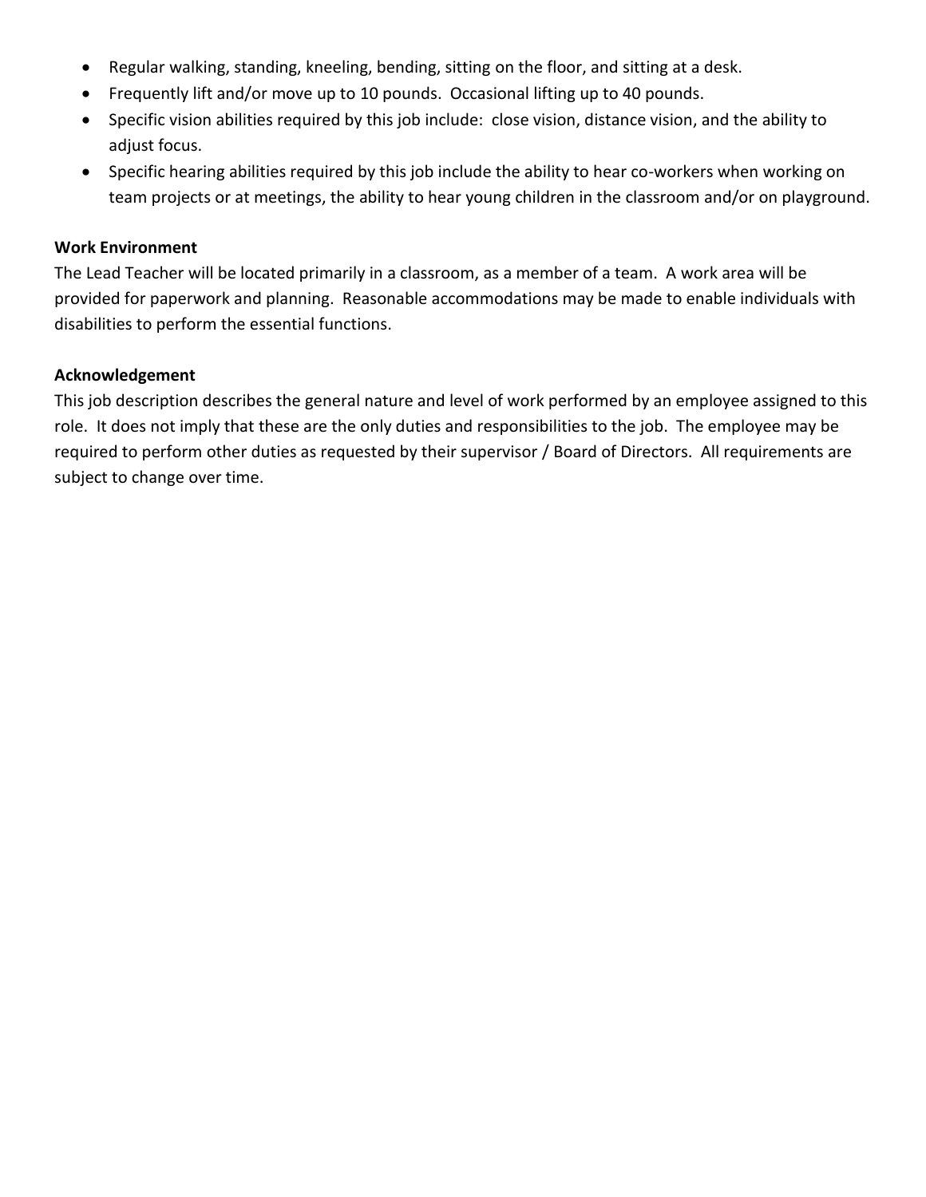- Regular walking, standing, kneeling, bending, sitting on the floor, and sitting at a desk.
- Frequently lift and/or move up to 10 pounds. Occasional lifting up to 40 pounds.
- Specific vision abilities required by this job include: close vision, distance vision, and the ability to adjust focus.
- Specific hearing abilities required by this job include the ability to hear co-workers when working on team projects or at meetings, the ability to hear young children in the classroom and/or on playground.

**Work Environment**

The Lead Teacher will be located primarily in a classroom, as a member of a team. A work area will be provided for paperwork and planning. Reasonable accommodations may be made to enable individuals with disabilities to perform the essential functions.

**Acknowledgement**

This job description describes the general nature and level of work performed by an employee assigned to this role. It does not imply that these are the only duties and responsibilities to the job. The employee may be required to perform other duties as requested by their supervisor / Board of Directors. All requirements are subject to change over time.